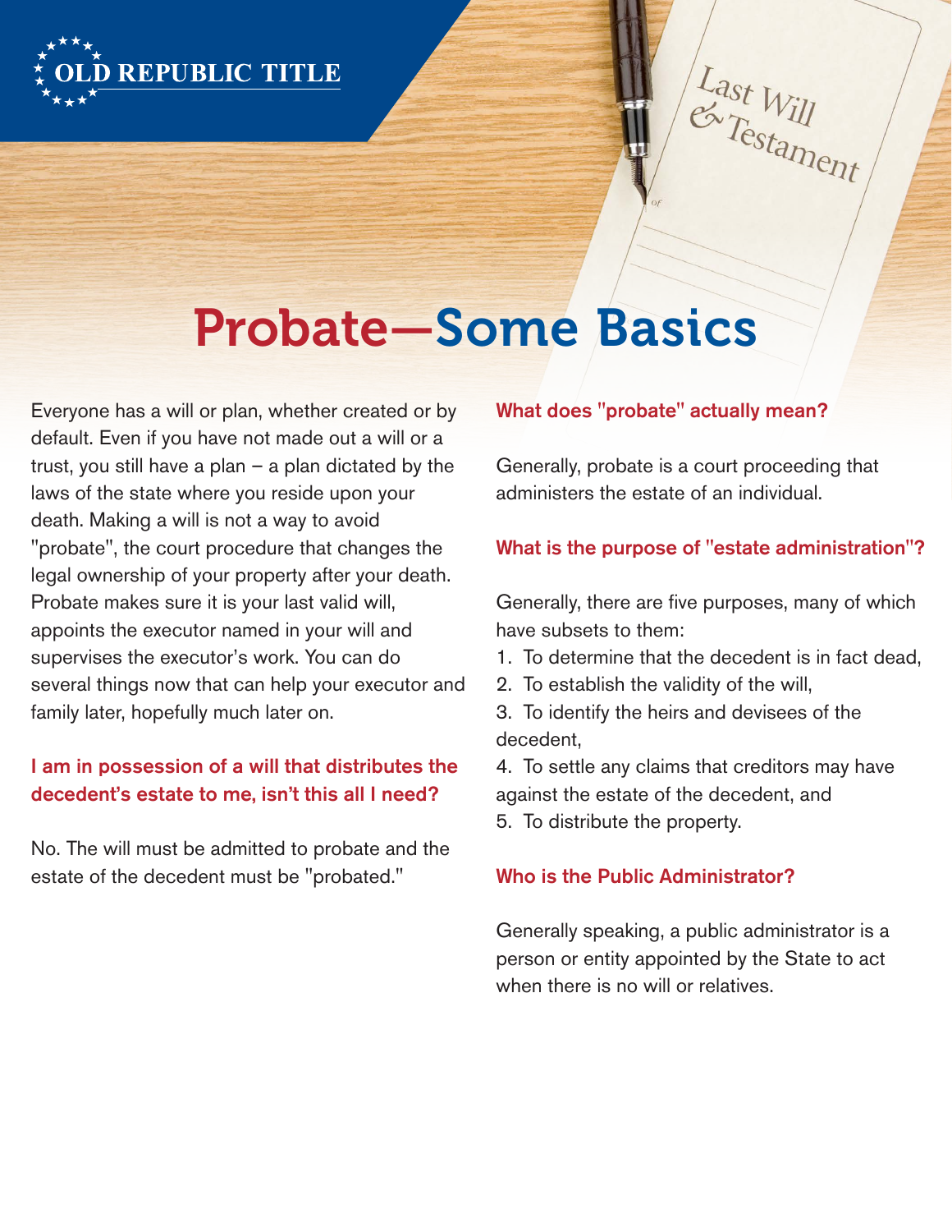OLD REPUBLIC TITLE

# Probate—Some Basics

Everyone has a will or plan, whether created or by default. Even if you have not made out a will or a trust, you still have a plan – a plan dictated by the laws of the state where you reside upon your death. Making a will is not a way to avoid "probate", the court procedure that changes the legal ownership of your property after your death. Probate makes sure it is your last valid will, appoints the executor named in your will and supervises the executor's work. You can do several things now that can help your executor and family later, hopefully much later on.

### I am in possession of a will that distributes the decedent's estate to me, isn't this all I need?

No. The will must be admitted to probate and the estate of the decedent must be "probated."

### What does "probate" actually mean?

Generally, probate is a court proceeding that administers the estate of an individual.

### What is the purpose of "estate administration"?

Generally, there are five purposes, many of which have subsets to them:

1. To determine that the decedent is in fact dead,
2. To establish the validity of the will,
3. To identify the heirs and devisees of the decedent,
4. To settle any claims that creditors may have against the estate of the decedent, and
5. To distribute the property.

### Who is the Public Administrator?

Generally speaking, a public administrator is a person or entity appointed by the State to act when there is no will or relatives.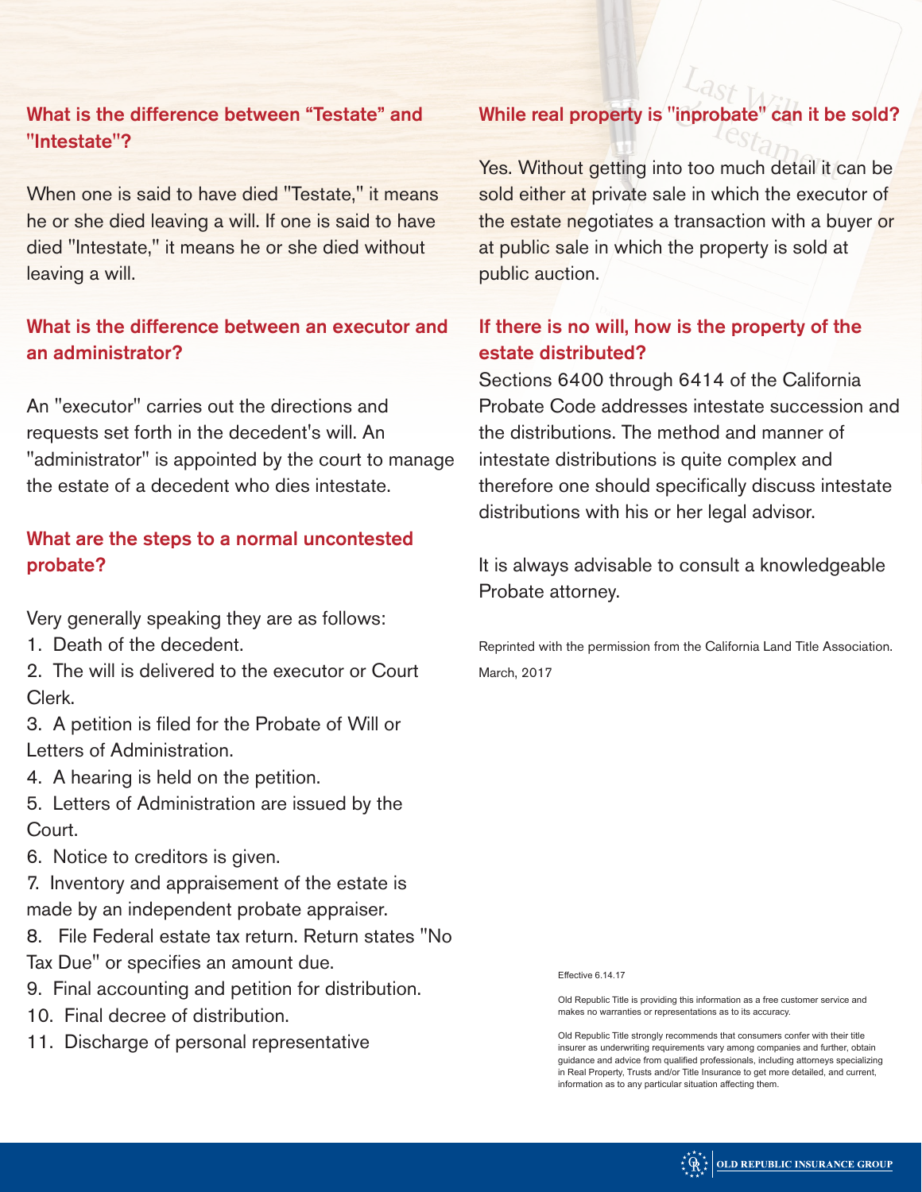## What is the difference between "Testate" and "Intestate"?

When one is said to have died "Testate," it means he or she died leaving a will. If one is said to have died "Intestate," it means he or she died without leaving a will.

## What is the difference between an executor and an administrator?

An "executor" carries out the directions and requests set forth in the decedent's will. An "administrator" is appointed by the court to manage the estate of a decedent who dies intestate.

## What are the steps to a normal uncontested probate?

Very generally speaking they are as follows:

1. Death of the decedent.
2. The will is delivered to the executor or Court Clerk.
3. A petition is filed for the Probate of Will or Letters of Administration.
4. A hearing is held on the petition.
5. Letters of Administration are issued by the Court.
6. Notice to creditors is given.
7. Inventory and appraisement of the estate is made by an independent probate appraiser.
8. File Federal estate tax return. Return states "No Tax Due" or specifies an amount due.
9. Final accounting and petition for distribution.
10. Final decree of distribution.
11. Discharge of personal representative

## While real property is "inprobate" can it be sold?

Yes. Without getting into too much detail it can be sold either at private sale in which the executor of the estate negotiates a transaction with a buyer or at public sale in which the property is sold at public auction.

## If there is no will, how is the property of the estate distributed?

Sections 6400 through 6414 of the California Probate Code addresses intestate succession and the distributions. The method and manner of intestate distributions is quite complex and therefore one should specifically discuss intestate distributions with his or her legal advisor.

It is always advisable to consult a knowledgeable Probate attorney.

Reprinted with the permission from the California Land Title Association.

March, 2017

Effective 6.14.17

Old Republic Title is providing this information as a free customer service and makes no warranties or representations as to its accuracy.

Old Republic Title strongly recommends that consumers confer with their title insurer as underwriting requirements vary among companies and further, obtain guidance and advice from qualified professionals, including attorneys specializing in Real Property, Trusts and/or Title Insurance to get more detailed, and current, information as to any particular situation affecting them.

OLD REPUBLIC INSURANCE GROUP